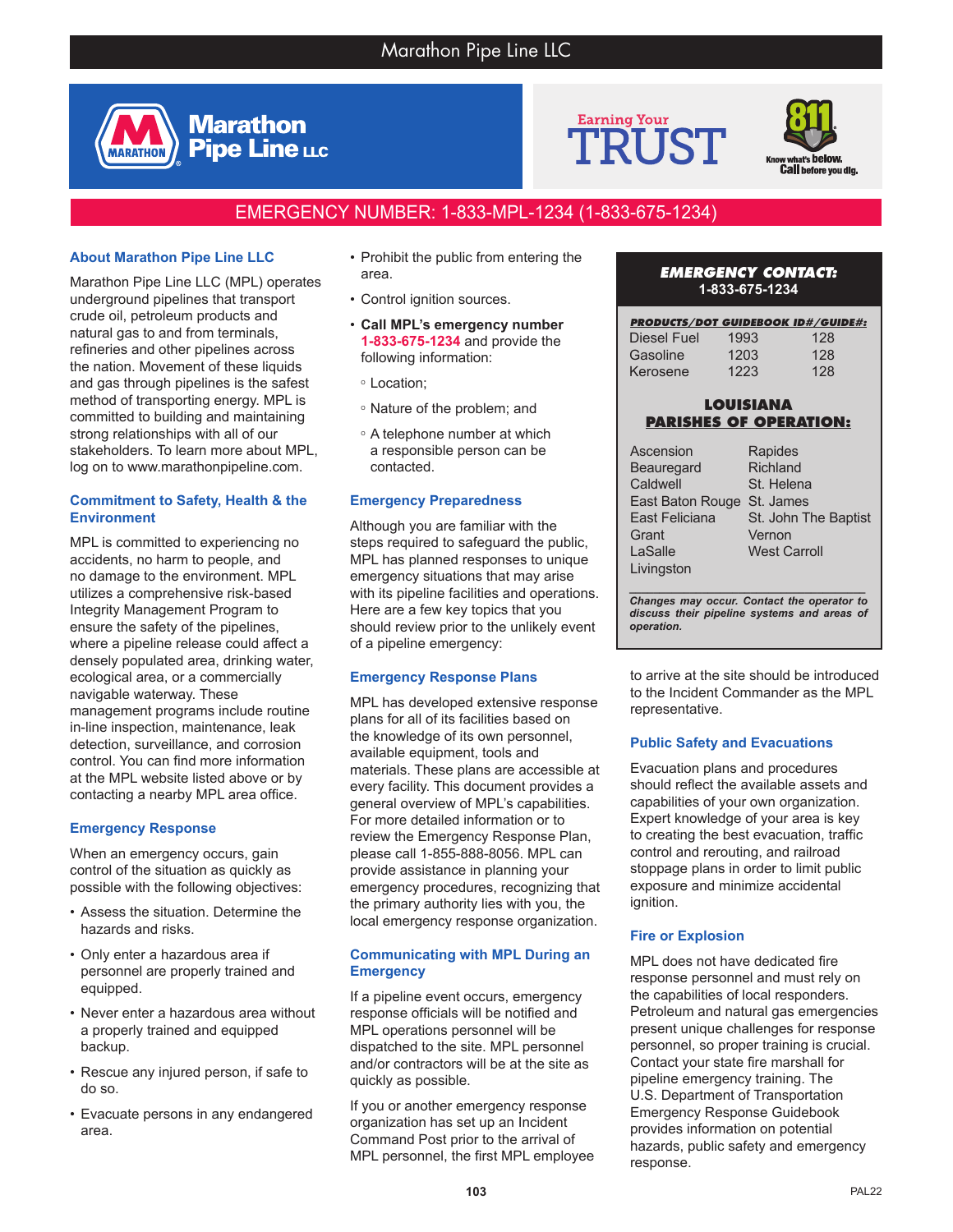# Marathon Pipe Line LLC

Marathon Pipe Line LLC

Earning Your TRUST

811 Know what's below. Call before you dig.

**EMERGENCY NUMBER: 1-833-MPL-1234 (1-833-675-1234)**

## About Marathon Pipe Line LLC

Marathon Pipe Line LLC (MPL) operates underground pipelines that transport crude oil, petroleum products and natural gas to and from terminals, refineries and other pipelines across the nation. Movement of these liquids and gas through pipelines is the safest method of transporting energy. MPL is committed to building and maintaining strong relationships with all of our stakeholders. To learn more about MPL, log on to www.marathonpipeline.com.

## Commitment to Safety, Health & the Environment

MPL is committed to experiencing no accidents, no harm to people, and no damage to the environment. MPL utilizes a comprehensive risk-based Integrity Management Program to ensure the safety of the pipelines, where a pipeline release could affect a densely populated area, drinking water, ecological area, or a commercially navigable waterway. These management programs include routine in-line inspection, maintenance, leak detection, surveillance, and corrosion control. You can find more information at the MPL website listed above or by contacting a nearby MPL area office.

## Emergency Response

When an emergency occurs, gain control of the situation as quickly as possible with the following objectives:

- Assess the situation. Determine the hazards and risks.
- Only enter a hazardous area if personnel are properly trained and equipped.
- Never enter a hazardous area without a properly trained and equipped backup.
- Rescue any injured person, if safe to do so.
- Evacuate persons in any endangered area.
- Prohibit the public from entering the area.
- Control ignition sources.
- **Call MPL's emergency number** **1-833-675-1234** and provide the following information:
  - Location; and
  - Nature of the problem; and
  - A telephone number at which a responsible person can be contacted.

## Emergency Preparedness

Although you are familiar with the steps required to safeguard the public, MPL has planned responses to unique emergency situations that may arise with its pipeline facilities and operations. Here are a few key topics that you should review prior to the unlikely event of a pipeline emergency:

## Emergency Response Plans

MPL has developed extensive response plans for all of its facilities based on the knowledge of its own personnel, available equipment, tools and materials. These plans are accessible at every facility. This document provides a general overview of MPL's capabilities. For more detailed information or to review the Emergency Response Plan, please call 1-855-888-8056. MPL can provide assistance in planning your emergency procedures, recognizing that the primary authority lies with you, the local emergency response organization.

## Communicating with MPL During an Emergency

If a pipeline event occurs, emergency response officials will be notified and MPL operations personnel will be dispatched to the site. MPL personnel and/or contractors will be at the site as quickly as possible.

If you or another emergency response organization has set up an Incident Command Post prior to the arrival of MPL personnel, the first MPL employee to arrive at the site should be introduced to the Incident Commander as the MPL representative.

**EMERGENCY CONTACT:**
**1-833-675-1234**

| PRODUCTS/DOT GUIDEBOOK ID#/GUIDE#: | | |
|---|---|---|
| Diesel Fuel | 1993 | 128 |
| Gasoline | 1203 | 128 |
| Kerosene | 1223 | 128 |

**LOUISIANA PARISHES OF OPERATION:**

| | |
|---|---|
| Ascension | Rapides |
| Beauregard | Richland |
| Caldwell | St. Helena |
| East Baton Rouge | St. James |
| East Feliciana | St. John The Baptist |
| Grant | Vernon |
| LaSalle | West Carroll |
| Livingston | |

*Changes may occur. Contact the operator to discuss their pipeline systems and areas of operation.*

## Public Safety and Evacuations

Evacuation plans and procedures should reflect the available assets and capabilities of your own organization. Expert knowledge of your area is key to creating the best evacuation, traffic control and rerouting, and railroad stoppage plans in order to limit public exposure and minimize accidental ignition.

## Fire or Explosion

MPL does not have dedicated fire response personnel and must rely on the capabilities of local responders. Petroleum and natural gas emergencies present unique challenges for response personnel, so proper training is crucial. Contact your state fire marshall for pipeline emergency training. The U.S. Department of Transportation Emergency Response Guidebook provides information on potential hazards, public safety and emergency response.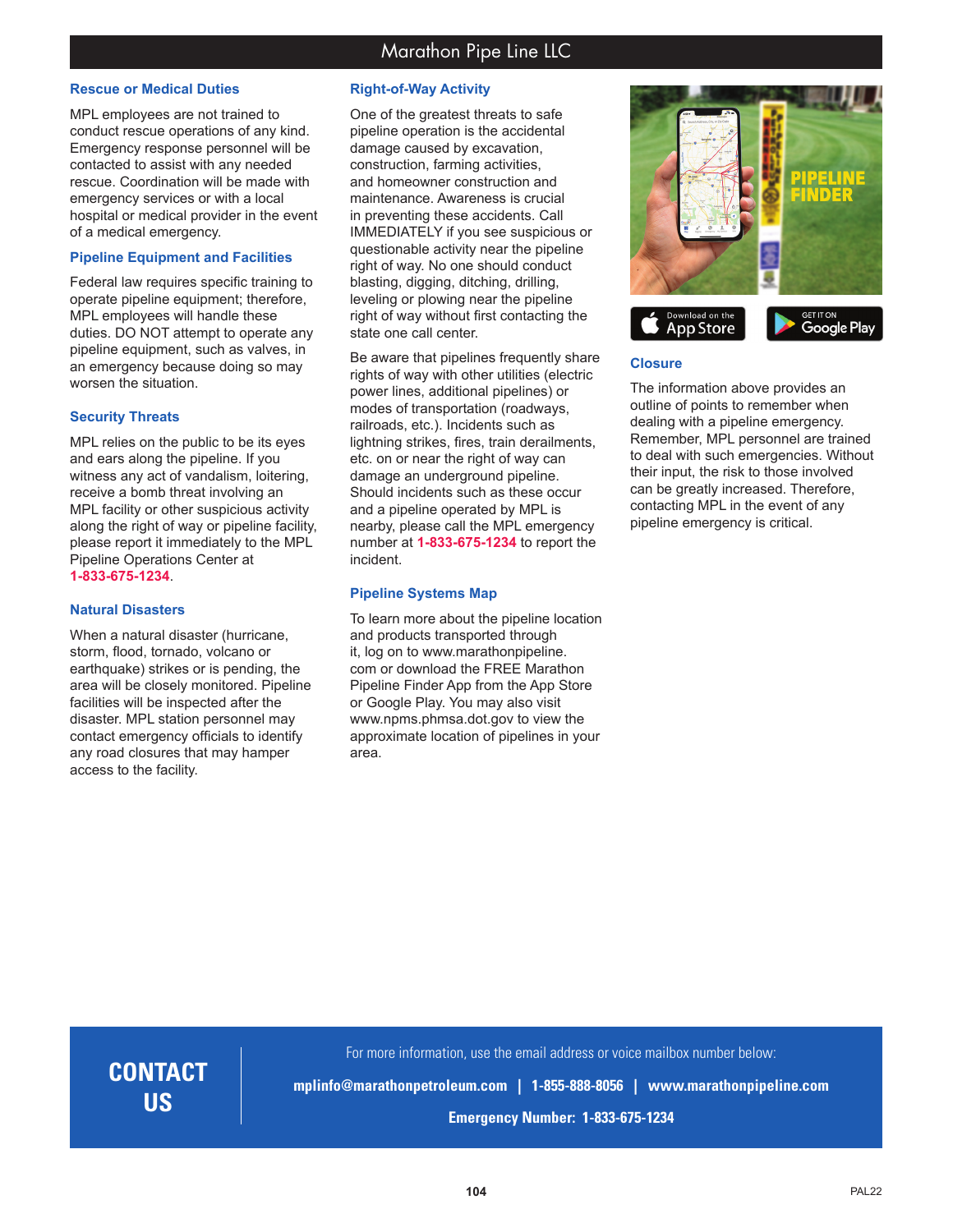## Rescue or Medical Duties

MPL employees are not trained to conduct rescue operations of any kind. Emergency response personnel will be contacted to assist with any needed rescue. Coordination will be made with emergency services or with a local hospital or medical provider in the event of a medical emergency.

## Pipeline Equipment and Facilities

Federal law requires specific training to operate pipeline equipment; therefore, MPL employees will handle these duties. DO NOT attempt to operate any pipeline equipment, such as valves, in an emergency because doing so may worsen the situation.

## Security Threats

MPL relies on the public to be its eyes and ears along the pipeline. If you witness any act of vandalism, loitering, receive a bomb threat involving an MPL facility or other suspicious activity along the right of way or pipeline facility, please report it immediately to the MPL Pipeline Operations Center at **1-833-675-1234**.

## Natural Disasters

When a natural disaster (hurricane, storm, flood, tornado, volcano or earthquake) strikes or is pending, the area will be closely monitored. Pipeline facilities will be inspected after the disaster. MPL station personnel may contact emergency officials to identify any road closures that may hamper access to the facility.

## Right-of-Way Activity

One of the greatest threats to safe pipeline operation is the accidental damage caused by excavation, construction, farming activities, and homeowner construction and maintenance. Awareness is crucial in preventing these accidents. Call IMMEDIATELY if you see suspicious or questionable activity near the pipeline right of way. No one should conduct blasting, digging, ditching, drilling, leveling or plowing near the pipeline right of way without first contacting the state one call center.

Be aware that pipelines frequently share rights of way with other utilities (electric power lines, additional pipelines) or modes of transportation (roadways, railroads, etc.). Incidents such as lightning strikes, fires, train derailments, etc. on or near the right of way can damage an underground pipeline. Should incidents such as these occur and a pipeline operated by MPL is nearby, please call the MPL emergency number at **1-833-675-1234** to report the incident.

## Pipeline Systems Map

To learn more about the pipeline location and products transported through it, log on to www.marathonpipeline.com or download the FREE Marathon Pipeline Finder App from the App Store or Google Play. You may also visit www.npms.phmsa.dot.gov to view the approximate location of pipelines in your area.

PIPELINE FINDER

Download on the App Store

GET IT ON Google Play

## Closure

The information above provides an outline of points to remember when dealing with a pipeline emergency. Remember, MPL personnel are trained to deal with such emergencies. Without their input, the risk to those involved can be greatly increased. Therefore, contacting MPL in the event of any pipeline emergency is critical.

## CONTACT US

For more information, use the email address or voice mailbox number below:

**mplinfo@marathonpetroleum.com | 1-855-888-8056 | www.marathonpipeline.com**

**Emergency Number: 1-833-675-1234**